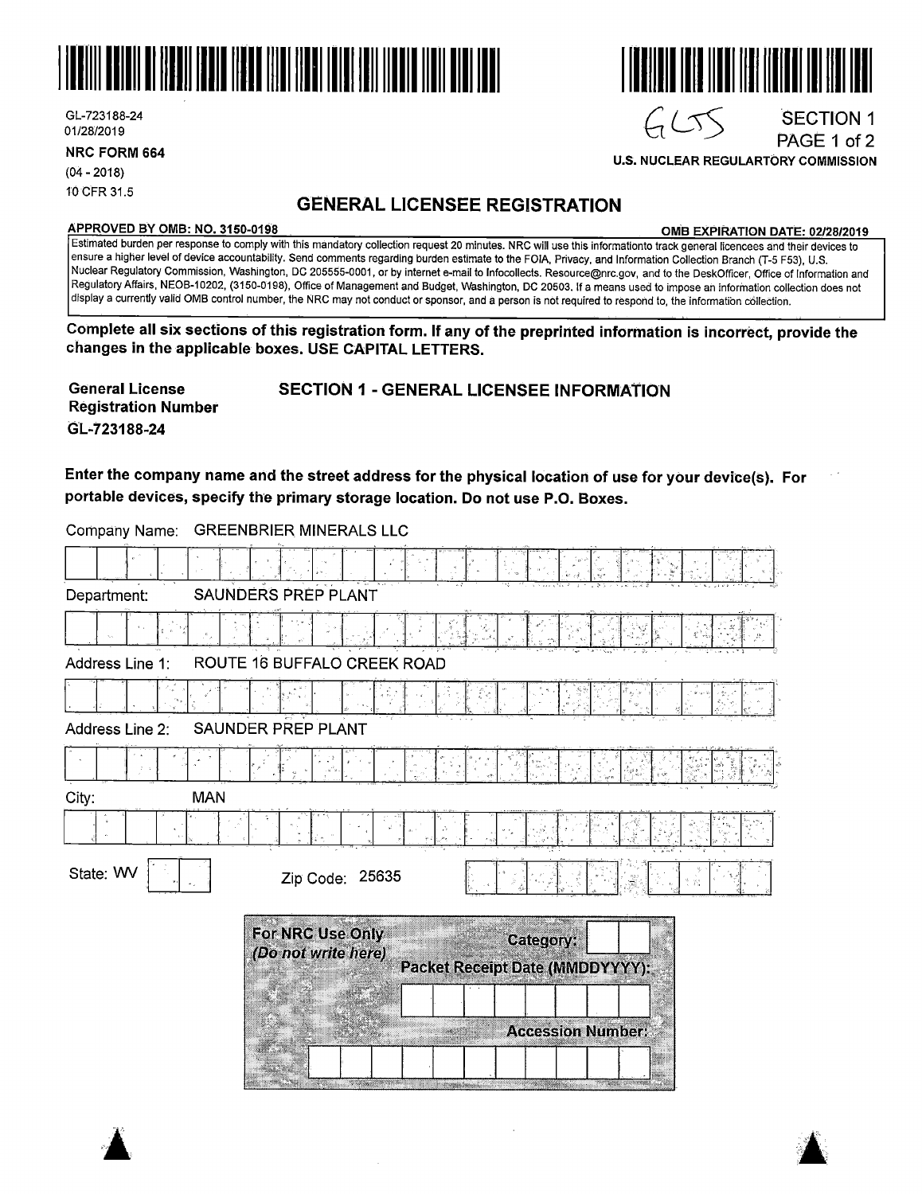GL-723188-24
01/28/2019

**NRC FORM 664**
(04 - 2018)
10 CFR 31.5

GLSS

SECTION 1

U.S. NUCLEAR REGULARTORY COMMISSION

# GENERAL LICENSEE REGISTRATION

**APPROVED BY OMB: NO. 3150-0198** **OMB EXPIRATION DATE: 02/28/2019**

Estimated burden per response to comply with this mandatory collection request 20 minutes. NRC will use this informationto track general licencees and their devices to ensure a higher level of device accountability. Send comments regarding burden estimate to the FOIA, Privacy, and Information Collection Branch (T-5 F53), U.S. Nuclear Regulatory Commission, Washington, DC 205555-0001, or by internet e-mail to Infocollects. Resource@nrc.gov, and to the DeskOfficer, Office of Information and Regulatory Affairs, NEOB-10202, (3150-0198), Office of Management and Budget, Washington, DC 20503. If a means used to impose an information collection does not display a currently valid OMB control number, the NRC may not conduct or sponsor, and a person is not required to respond to, the information collection.

**Complete all six sections of this registration form. If any of the preprinted information is incorrect, provide the changes in the applicable boxes. USE CAPITAL LETTERS.**

**General License Registration Number**
**GL-723188-24**

## SECTION 1 - GENERAL LICENSEE INFORMATION

**Enter the company name and the street address for the physical location of use for your device(s). For portable devices, specify the primary storage location. Do not use P.O. Boxes.**

Company Name: GREENBRIER MINERALS LLC

Department: SAUNDERS PREP PLANT

Address Line 1: ROUTE 16 BUFFALO CREEK ROAD

Address Line 2: SAUNDER PREP PLANT

City: MAN

State: WV

Zip Code: 25635

**For NRC Use Only**
*(Do not write here)*

**Category:**

**Packet Receipt Date (MMDDYYYY):**

**Accession Number:**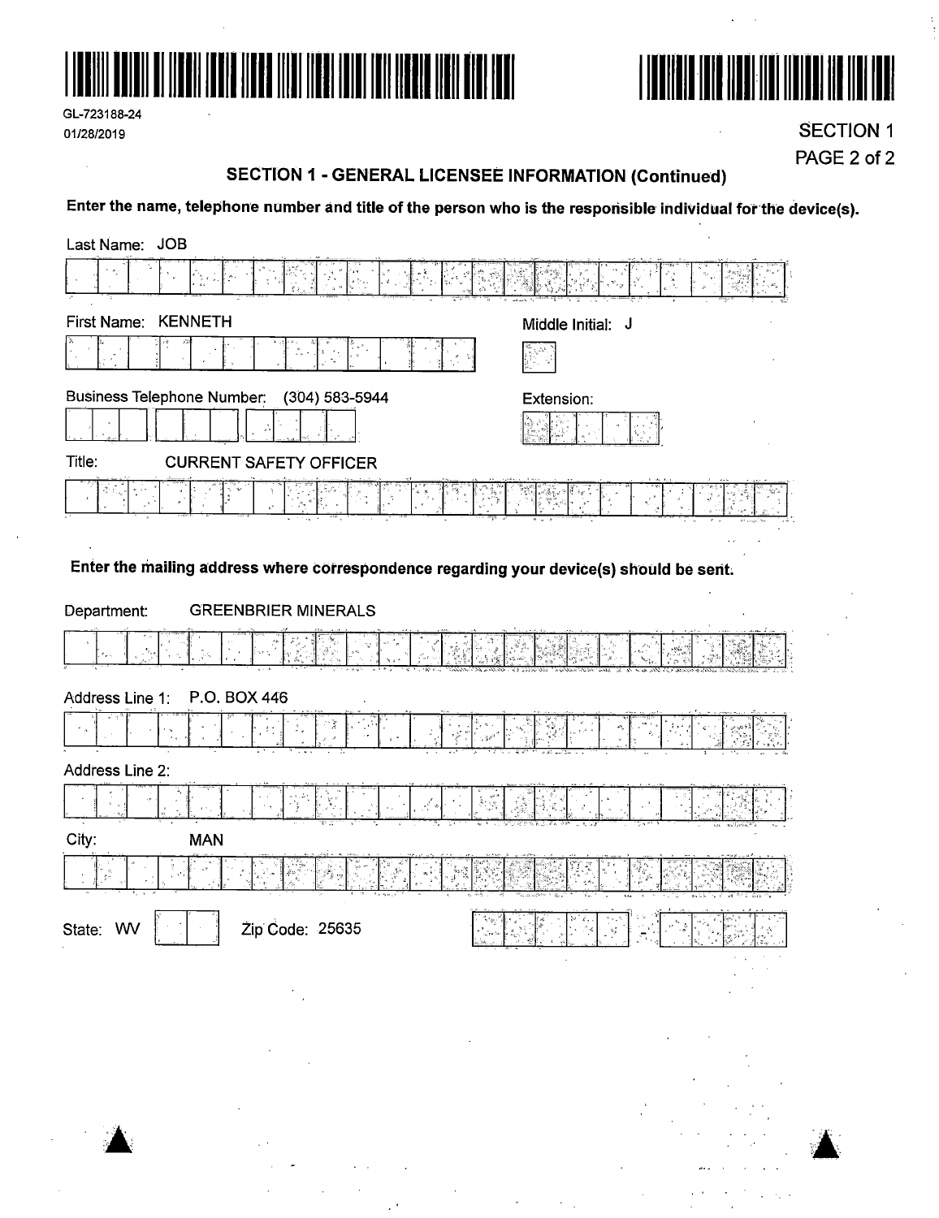GL-723188-24
01/28/2019

SECTION 1

## SECTION 1 - GENERAL LICENSEE INFORMATION (Continued)

**Enter the name, telephone number and title of the person who is the responsible individual for the device(s).**

Last Name: JOB

First Name: KENNETH

Middle Initial: J

Business Telephone Number: (304) 583-5944

Extension:

Title: CURRENT SAFETY OFFICER

**Enter the mailing address where correspondence regarding your device(s) should be sent.**

Department: GREENBRIER MINERALS

Address Line 1: P.O. BOX 446

Address Line 2:

City: MAN

State: WV

Zip Code: 25635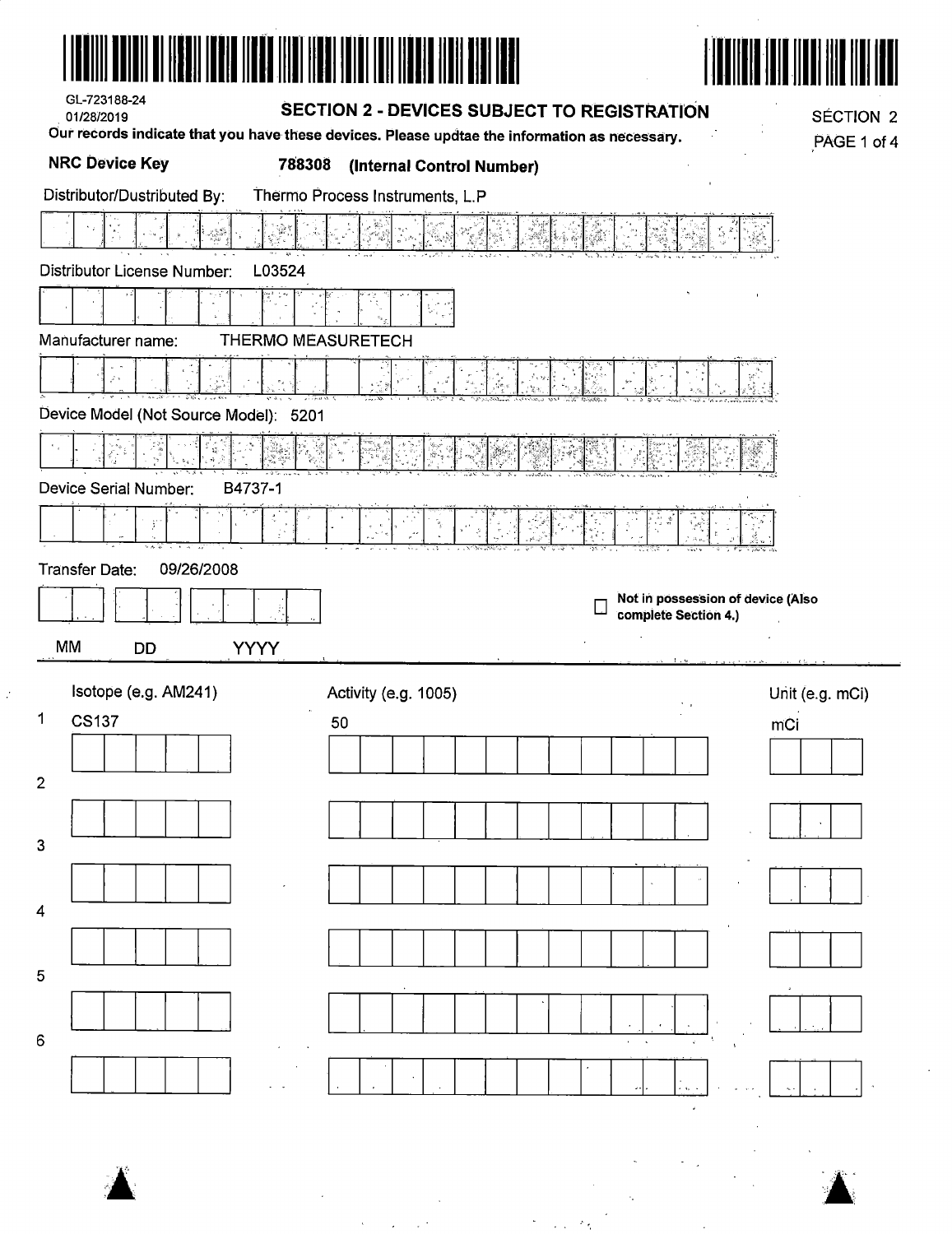GL-723188-24
01/28/2019

# SECTION 2 - DEVICES SUBJECT TO REGISTRATION

SECTION 2
PAGE 1 of 4

**Our records indicate that you have these devices. Please updtae the information as necessary.**

**NRC Device Key** **788308 (Internal Control Number)**

Distributor/Dustributed By: Thermo Process Instruments, L.P

Distributor License Number: L03524

Manufacturer name: THERMO MEASURETECH

Device Model (Not Source Model): 5201

Device Serial Number: B4737-1

Transfer Date: 09/26/2008

MM DD YYYY

☐ **Not in possession of device (Also complete Section 4.)**

| | Isotope (e.g. AM241) | Activity (e.g. 1005) | Unit (e.g. mCi) |
|---|---|---|---|
| 1 | CS137 | 50 | mCi |
| 2 | | | |
| 3 | | | |
| 4 | | | |
| 5 | | | |
| 6 | | | |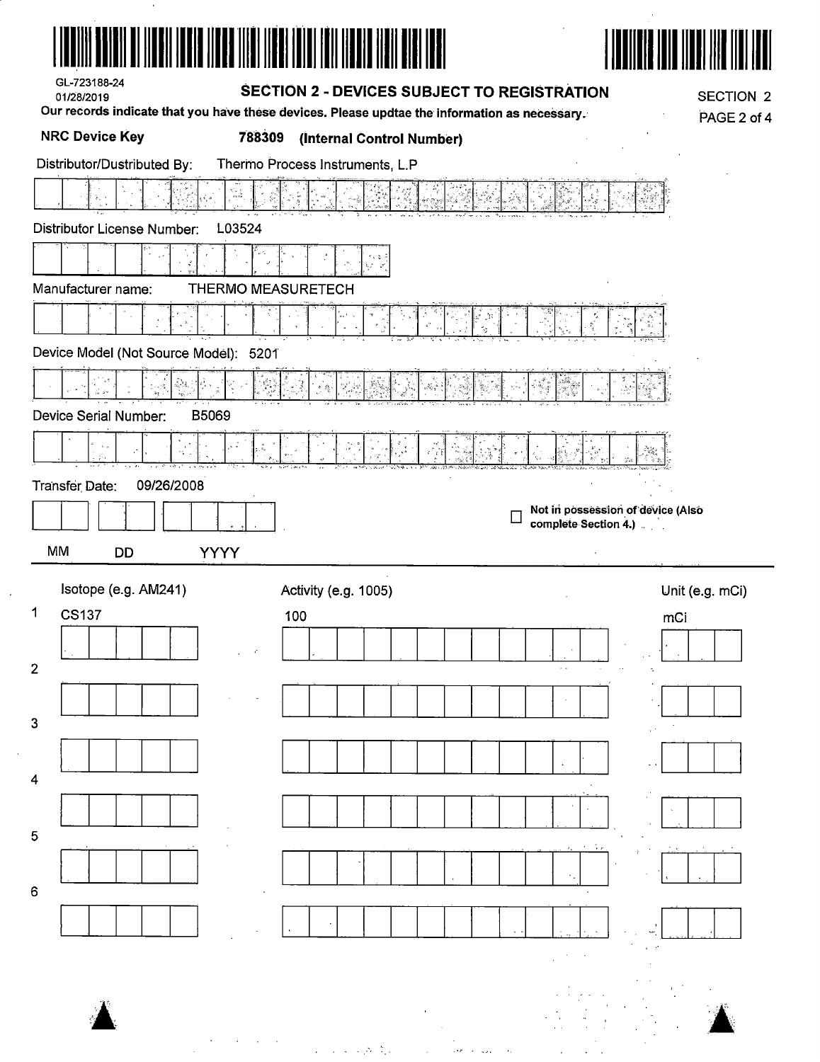GL-723188-24
01/28/2019

## SECTION 2 - DEVICES SUBJECT TO REGISTRATION

SECTION 2
PAGE 2 of 4

**Our records indicate that you have these devices. Please updtae the information as necessary.**

**NRC Device Key** **788309** **(Internal Control Number)**

Distributor/Dustributed By: Thermo Process Instruments, L.P

Distributor License Number: L03524

Manufacturer name: THERMO MEASURETECH

Device Model (Not Source Model): 5201

Device Serial Number: B5069

Transfer Date: 09/26/2008

MM DD YYYY

☐ **Not in possession of device (Also complete Section 4.)**

| | Isotope (e.g. AM241) | Activity (e.g. 1005) | Unit (e.g. mCi) |
|---|---|---|---|
| 1 | CS137 | 100 | mCi |
| 2 | | | |
| 3 | | | |
| 4 | | | |
| 5 | | | |
| 6 | | | |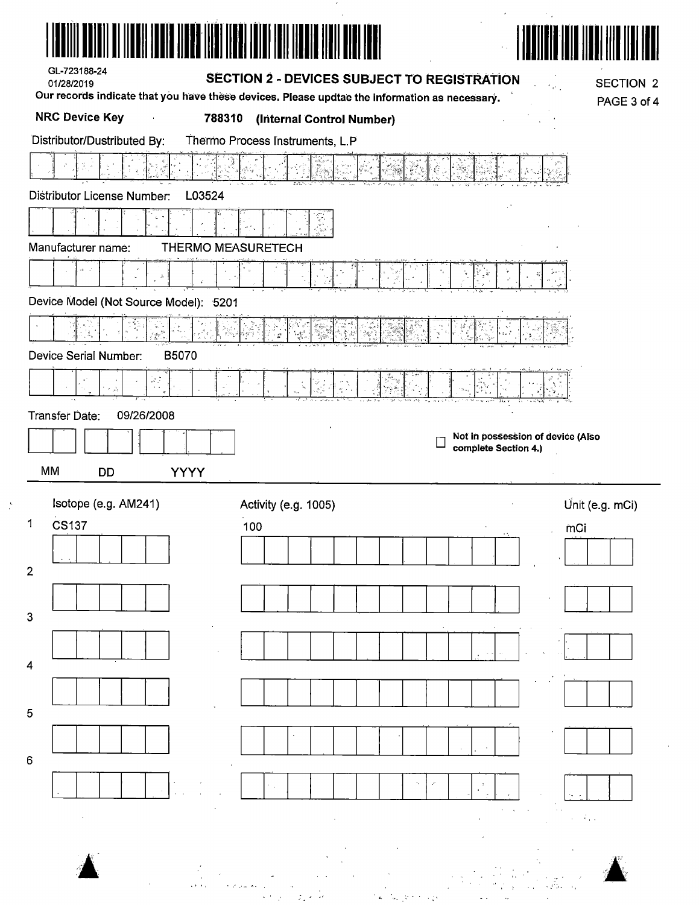GL-723188-24
01/28/2019

## SECTION 2 - DEVICES SUBJECT TO REGISTRATION

SECTION 2

Our records indicate that you have these devices. Please updtae the information as necessary.

**NRC Device Key** **788310 (Internal Control Number)**

Distributor/Dustributed By: Thermo Process Instruments, L.P

Distributor License Number: L03524

Manufacturer name: THERMO MEASURETECH

Device Model (Not Source Model): 5201

Device Serial Number: B5070

Transfer Date: 09/26/2008

MM DD YYYY

☐ **Not in possession of device (Also complete Section 4.)**

| | Isotope (e.g. AM241) | Activity (e.g. 1005) | Unit (e.g. mCi) |
|---|---|---|---|
| 1 | CS137 | 100 | mCi |
| 2 | | | |
| 3 | | | |
| 4 | | | |
| 5 | | | |
| 6 | | | |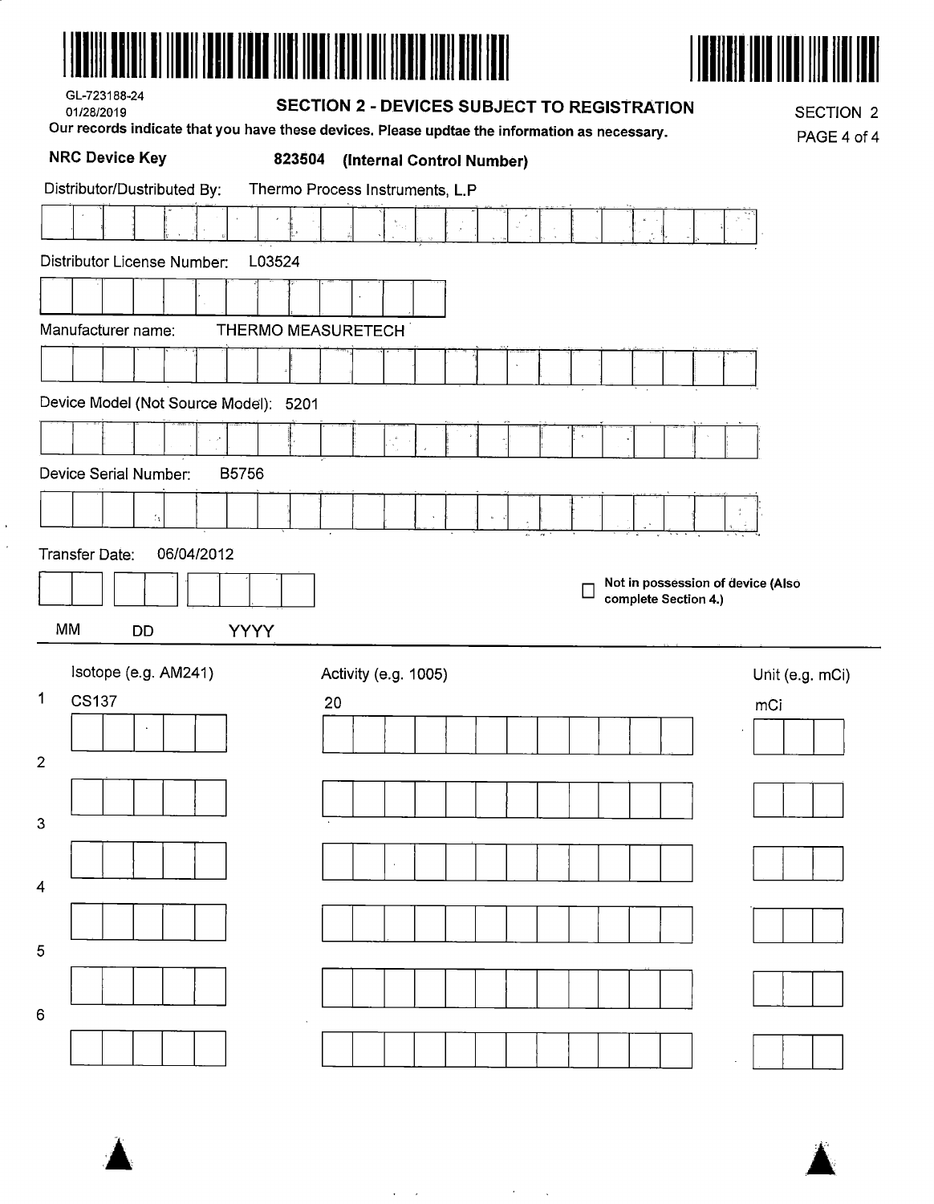GL-723188-24

01/28/2019

## SECTION 2 - DEVICES SUBJECT TO REGISTRATION

SECTION 2

**Our records indicate that you have these devices. Please updtae the information as necessary.**

**NRC Device Key** **823504 (Internal Control Number)**

Distributor/Dustributed By: Thermo Process Instruments, L.P

Distributor License Number: L03524

Manufacturer name: THERMO MEASURETECH

Device Model (Not Source Model): 5201

Device Serial Number: B5756

Transfer Date: 06/04/2012

MM DD YYYY

☐ **Not in possession of device (Also complete Section 4.)**

| | Isotope (e.g. AM241) | Activity (e.g. 1005) | Unit (e.g. mCi) |
|---|---|---|---|
| 1 | CS137 | 20 | mCi |
| 2 | | | |
| 3 | | | |
| 4 | | | |
| 5 | | | |
| 6 | | | |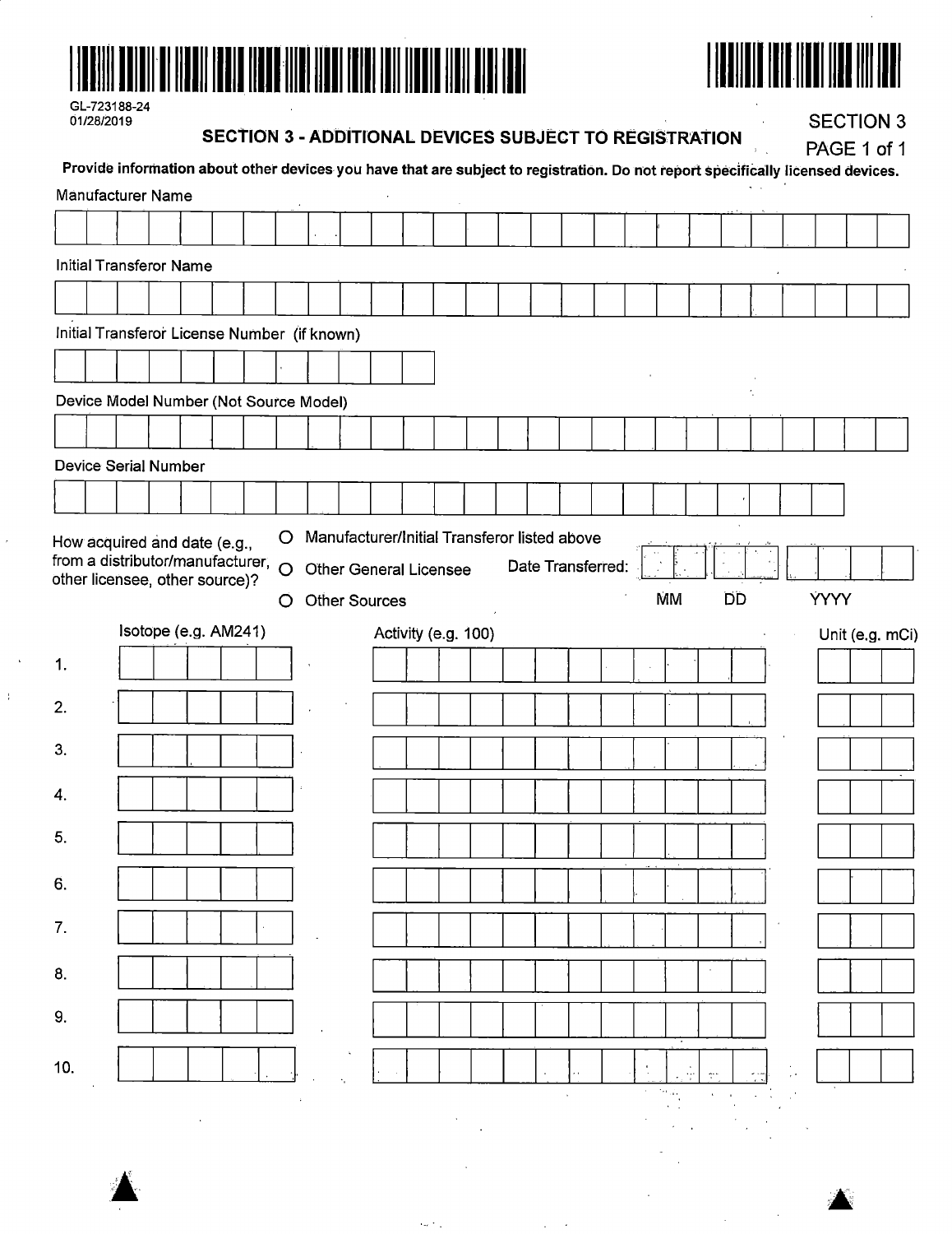GL-723188-24
01/28/2019

## SECTION 3 - ADDITIONAL DEVICES SUBJECT TO REGISTRATION

SECTION 3
PAGE 1 of 1

**Provide information about other devices you have that are subject to registration. Do not report specifically licensed devices.**

Manufacturer Name

Initial Transferor Name

Initial Transferor License Number (if known)

Device Model Number (Not Source Model)

Device Serial Number

How acquired and date (e.g., from a distributor/manufacturer, other licensee, other source)?

- ○ Manufacturer/Initial Transferor listed above
- ○ Other General Licensee
- ○ Other Sources

Date Transferred: MM DD YYYY

| | Isotope (e.g. AM241) | Activity (e.g. 100) | Unit (e.g. mCi) |
|---|---|---|---|
| 1. | | | |
| 2. | | | |
| 3. | | | |
| 4. | | | |
| 5. | | | |
| 6. | | | |
| 7. | | | |
| 8. | | | |
| 9. | | | |
| 10. | | | |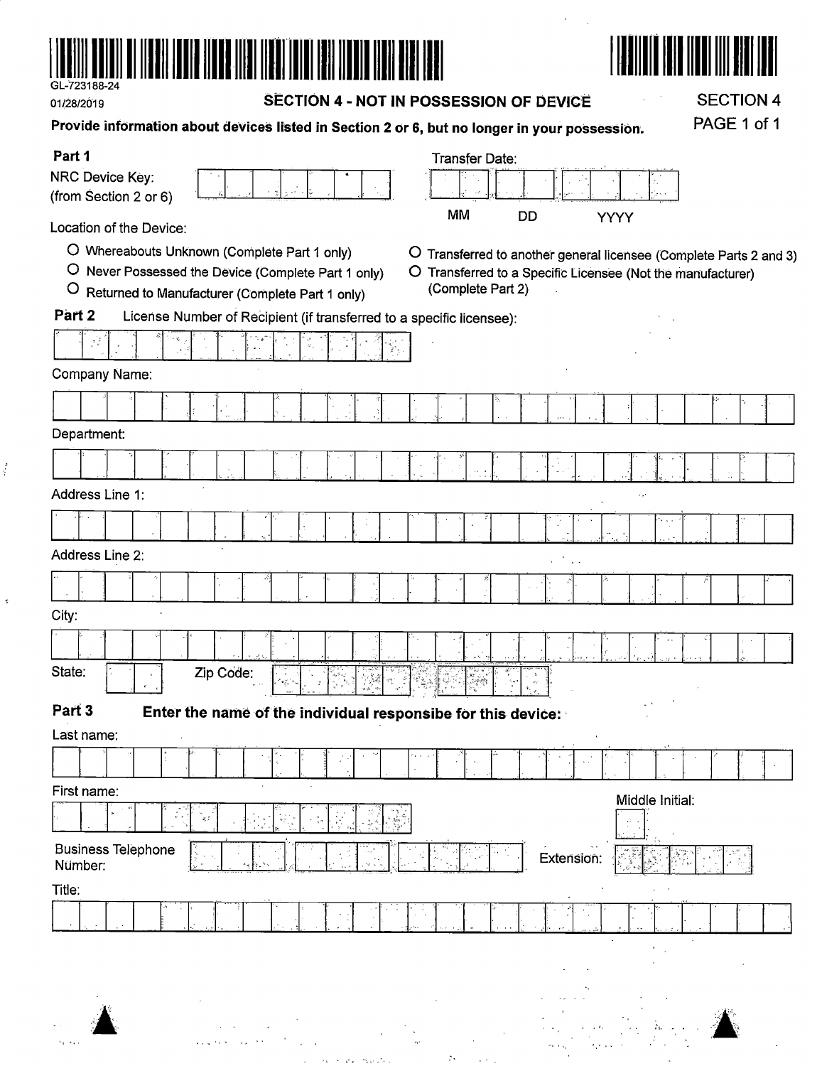GL-723188-24

01/28/2019

## SECTION 4 - NOT IN POSSESSION OF DEVICE

SECTION 4

PAGE 1 of 1

**Provide information about devices listed in Section 2 or 6, but no longer in your possession.**

### Part 1

NRC Device Key: (from Section 2 or 6)

Transfer Date: MM DD YYYY

Location of the Device:

- ○ Whereabouts Unknown (Complete Part 1 only)
- ○ Never Possessed the Device (Complete Part 1 only)
- ○ Returned to Manufacturer (Complete Part 1 only)
- ○ Transferred to another general licensee (Complete Parts 2 and 3)
- ○ Transferred to a Specific Licensee (Not the manufacturer) (Complete Part 2)

### Part 2

License Number of Recipient (if transferred to a specific licensee):

Company Name:

Department:

Address Line 1:

Address Line 2:

City:

State: Zip Code:

### Part 3

**Enter the name of the individual responsibe for this device:**

Last name:

First name:

Middle Initial:

Business Telephone Number:

Extension:

Title: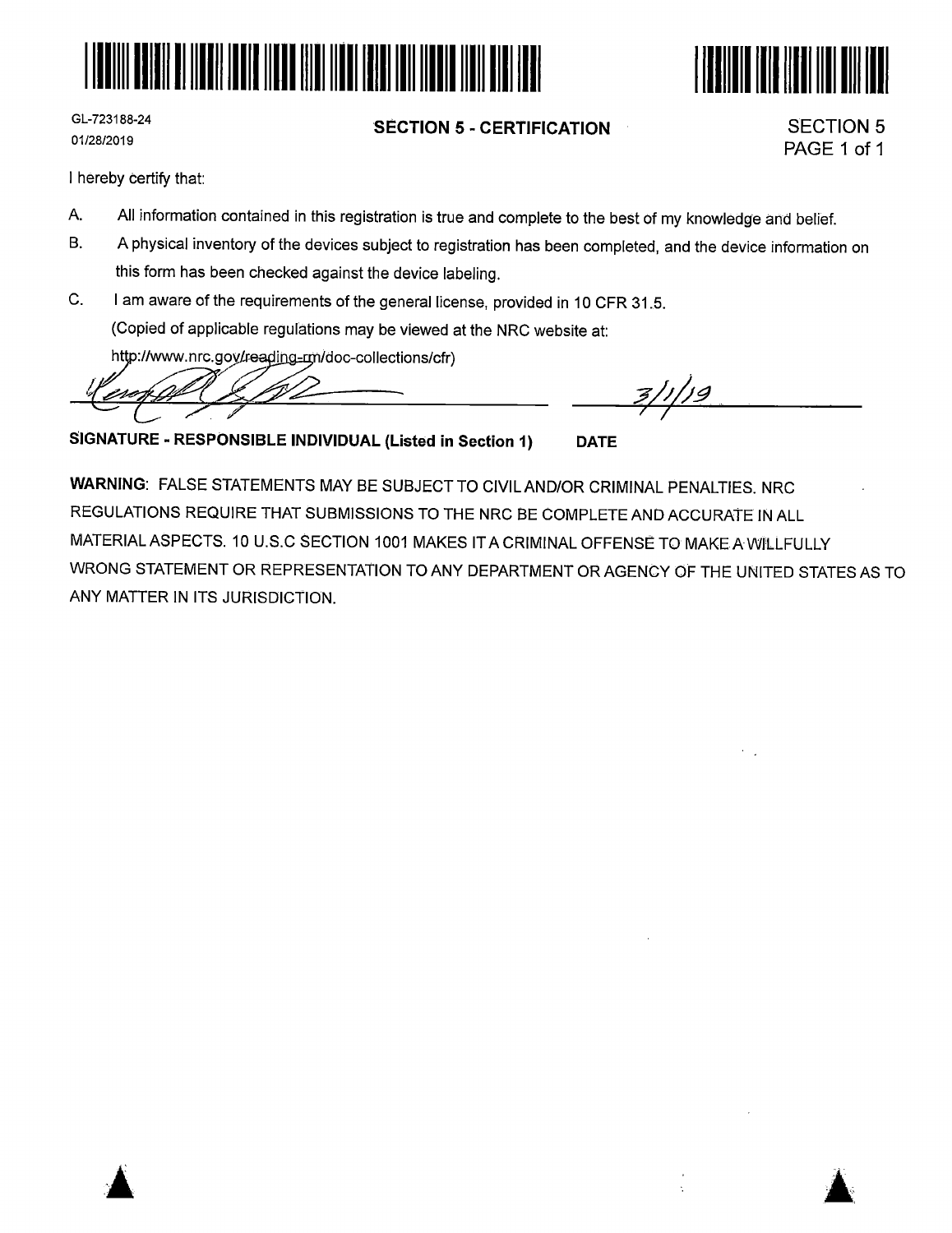GL-723188-24
01/28/2019

## SECTION 5 - CERTIFICATION

SECTION 5
PAGE 1 of 1

I hereby certify that:

A. All information contained in this registration is true and complete to the best of my knowledge and belief.

B. A physical inventory of the devices subject to registration has been completed, and the device information on this form has been checked against the device labeling.

C. I am aware of the requirements of the general license, provided in 10 CFR 31.5.
(Copied of applicable regulations may be viewed at the NRC website at:
http://www.nrc.gov/reading-rm/doc-collections/cfr)

3/1/19

**SIGNATURE - RESPONSIBLE INDIVIDUAL (Listed in Section 1)** **DATE**

**WARNING**: FALSE STATEMENTS MAY BE SUBJECT TO CIVIL AND/OR CRIMINAL PENALTIES. NRC REGULATIONS REQUIRE THAT SUBMISSIONS TO THE NRC BE COMPLETE AND ACCURATE IN ALL MATERIAL ASPECTS. 10 U.S.C SECTION 1001 MAKES IT A CRIMINAL OFFENSE TO MAKE A WILLFULLY WRONG STATEMENT OR REPRESENTATION TO ANY DEPARTMENT OR AGENCY OF THE UNITED STATES AS TO ANY MATTER IN ITS JURISDICTION.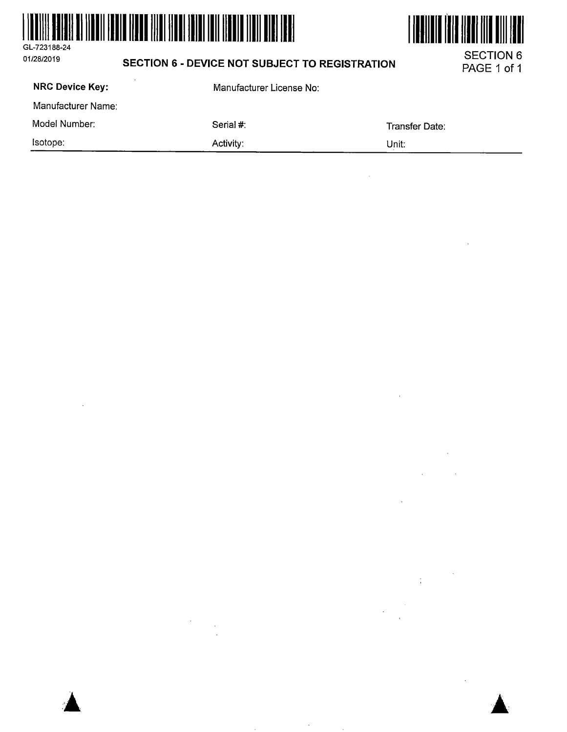GL-723188-24

01/28/2019

## SECTION 6 - DEVICE NOT SUBJECT TO REGISTRATION

SECTION 6

| | | |
|---|---|---|
| **NRC Device Key:** | Manufacturer License No: | |
| Manufacturer Name: | | |
| Model Number: | Serial #: | Transfer Date: |
| Isotope: | Activity: | Unit: |